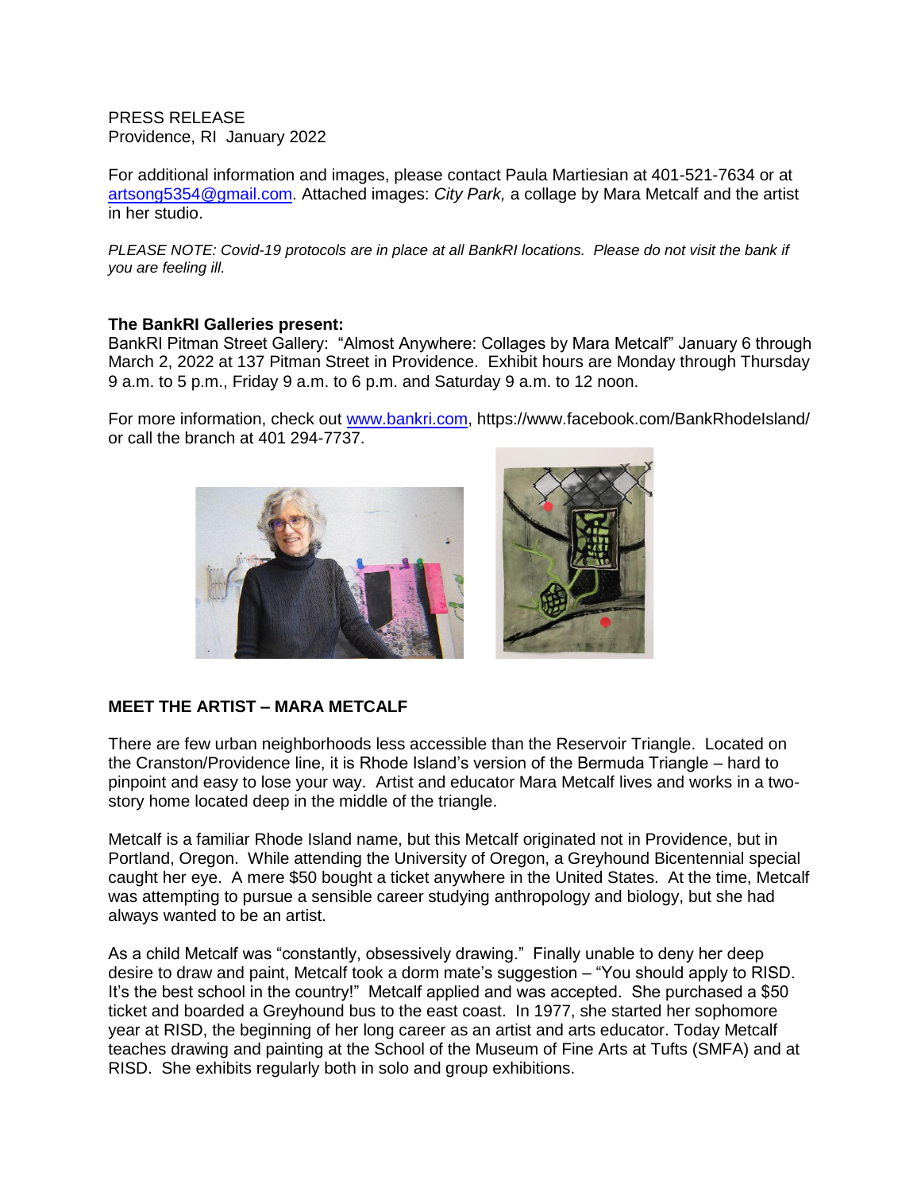PRESS RELEASE
Providence, RI January 2022

For additional information and images, please contact Paula Martiesian at 401-521-7634 or at artsong5354@gmail.com. Attached images: *City Park,* a collage by Mara Metcalf and the artist in her studio.

*PLEASE NOTE: Covid-19 protocols are in place at all BankRI locations. Please do not visit the bank if you are feeling ill.*

**The BankRI Galleries present:**
BankRI Pitman Street Gallery: "Almost Anywhere: Collages by Mara Metcalf" January 6 through March 2, 2022 at 137 Pitman Street in Providence. Exhibit hours are Monday through Thursday 9 a.m. to 5 p.m., Friday 9 a.m. to 6 p.m. and Saturday 9 a.m. to 12 noon.

For more information, check out www.bankri.com, https://www.facebook.com/BankRhodeIsland/ or call the branch at 401 294-7737.

## MEET THE ARTIST – MARA METCALF

There are few urban neighborhoods less accessible than the Reservoir Triangle. Located on the Cranston/Providence line, it is Rhode Island's version of the Bermuda Triangle – hard to pinpoint and easy to lose your way. Artist and educator Mara Metcalf lives and works in a two-story home located deep in the middle of the triangle.

Metcalf is a familiar Rhode Island name, but this Metcalf originated not in Providence, but in Portland, Oregon. While attending the University of Oregon, a Greyhound Bicentennial special caught her eye. A mere $50 bought a ticket anywhere in the United States. At the time, Metcalf was attempting to pursue a sensible career studying anthropology and biology, but she had always wanted to be an artist.

As a child Metcalf was "constantly, obsessively drawing." Finally unable to deny her deep desire to draw and paint, Metcalf took a dorm mate's suggestion – "You should apply to RISD. It's the best school in the country!" Metcalf applied and was accepted. She purchased a $50 ticket and boarded a Greyhound bus to the east coast. In 1977, she started her sophomore year at RISD, the beginning of her long career as an artist and arts educator. Today Metcalf teaches drawing and painting at the School of the Museum of Fine Arts at Tufts (SMFA) and at RISD. She exhibits regularly both in solo and group exhibitions.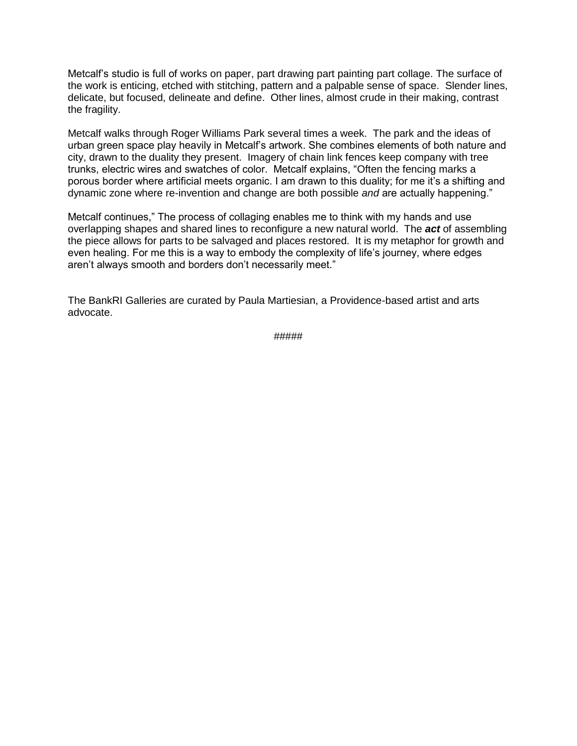Metcalf's studio is full of works on paper, part drawing part painting part collage. The surface of the work is enticing, etched with stitching, pattern and a palpable sense of space. Slender lines, delicate, but focused, delineate and define. Other lines, almost crude in their making, contrast the fragility.

Metcalf walks through Roger Williams Park several times a week. The park and the ideas of urban green space play heavily in Metcalf's artwork. She combines elements of both nature and city, drawn to the duality they present. Imagery of chain link fences keep company with tree trunks, electric wires and swatches of color. Metcalf explains, "Often the fencing marks a porous border where artificial meets organic. I am drawn to this duality; for me it's a shifting and dynamic zone where re-invention and change are both possible *and* are actually happening."

Metcalf continues," The process of collaging enables me to think with my hands and use overlapping shapes and shared lines to reconfigure a new natural world. The ***act*** of assembling the piece allows for parts to be salvaged and places restored. It is my metaphor for growth and even healing. For me this is a way to embody the complexity of life's journey, where edges aren't always smooth and borders don't necessarily meet."

The BankRI Galleries are curated by Paula Martiesian, a Providence-based artist and arts advocate.

#####